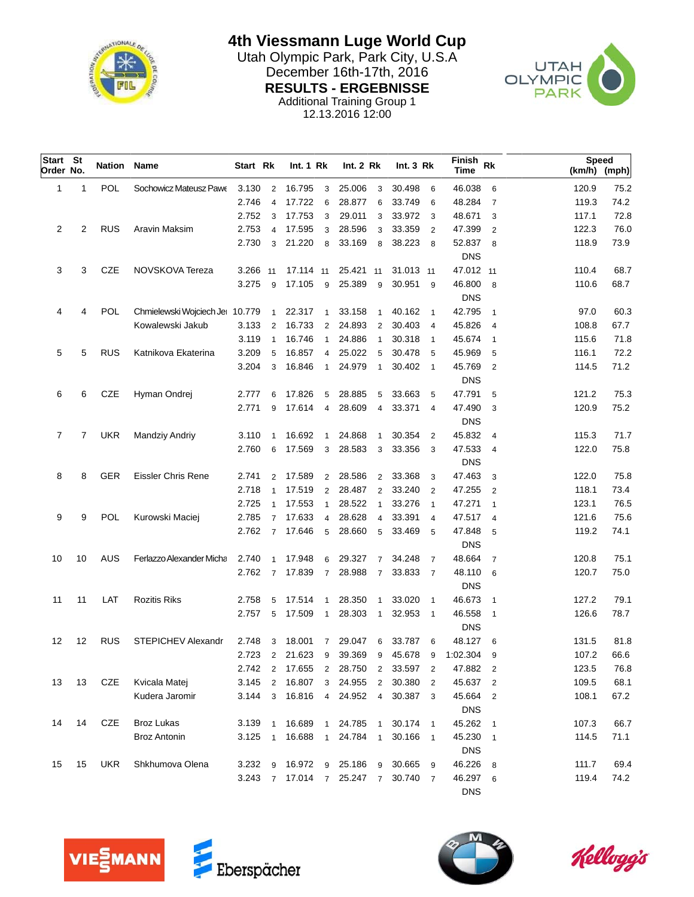# 4th Viessmann Luge World Cup

Utah Olympic Park, Park City, U.S.A

December 16th-17th, 2016

**RESULTS - ERGEBNISSE**

Additional Training Group 1

12.13.2016 12:00

| Start Order | St No. | Nation | Name | Start | Rk | Int. 1 | Rk | Int. 2 | Rk | Int. 3 | Rk | Finish Time | Rk | Speed (km/h) | Speed (mph) |
|---|---|---|---|---|---|---|---|---|---|---|---|---|---|---|---|
| 1 | 1 | POL | Sochowicz Mateusz Pawe | 3.130 | 2 | 16.795 | 3 | 25.006 | 3 | 30.498 | 6 | 46.038 | 6 | 120.9 | 75.2 |
| | | | | 2.746 | 4 | 17.722 | 6 | 28.877 | 6 | 33.749 | 6 | 48.284 | 7 | 119.3 | 74.2 |
| | | | | 2.752 | 3 | 17.753 | 3 | 29.011 | 3 | 33.972 | 3 | 48.671 | 3 | 117.1 | 72.8 |
| 2 | 2 | RUS | Aravin Maksim | 2.753 | 4 | 17.595 | 3 | 28.596 | 3 | 33.359 | 2 | 47.399 | 2 | 122.3 | 76.0 |
| | | | | 2.730 | 3 | 21.220 | 8 | 33.169 | 8 | 38.223 | 8 | 52.837 | 8 | 118.9 | 73.9 |
| | | | | | | | | | | | | DNS | | | |
| 3 | 3 | CZE | NOVSKOVA Tereza | 3.266 | 11 | 17.114 | 11 | 25.421 | 11 | 31.013 | 11 | 47.012 | 11 | 110.4 | 68.7 |
| | | | | 3.275 | 9 | 17.105 | 9 | 25.389 | 9 | 30.951 | 9 | 46.800 | 8 | 110.6 | 68.7 |
| | | | | | | | | | | | | DNS | | | |
| 4 | 4 | POL | Chmielewski Wojciech Jer | 10.779 | 1 | 22.317 | 1 | 33.158 | 1 | 40.162 | 1 | 42.795 | 1 | 97.0 | 60.3 |
| | | | Kowalewski Jakub | 3.133 | 2 | 16.733 | 2 | 24.893 | 2 | 30.403 | 4 | 45.826 | 4 | 108.8 | 67.7 |
| | | | | 3.119 | 1 | 16.746 | 1 | 24.886 | 1 | 30.318 | 1 | 45.674 | 1 | 115.6 | 71.8 |
| 5 | 5 | RUS | Katnikova Ekaterina | 3.209 | 5 | 16.857 | 4 | 25.022 | 5 | 30.478 | 5 | 45.969 | 5 | 116.1 | 72.2 |
| | | | | 3.204 | 3 | 16.846 | 1 | 24.979 | 1 | 30.402 | 1 | 45.769 | 2 | 114.5 | 71.2 |
| | | | | | | | | | | | | DNS | | | |
| 6 | 6 | CZE | Hyman Ondrej | 2.777 | 6 | 17.826 | 5 | 28.885 | 5 | 33.663 | 5 | 47.791 | 5 | 121.2 | 75.3 |
| | | | | 2.771 | 9 | 17.614 | 4 | 28.609 | 4 | 33.371 | 4 | 47.490 | 3 | 120.9 | 75.2 |
| | | | | | | | | | | | | DNS | | | |
| 7 | 7 | UKR | Mandziy Andriy | 3.110 | 1 | 16.692 | 1 | 24.868 | 1 | 30.354 | 2 | 45.832 | 4 | 115.3 | 71.7 |
| | | | | 2.760 | 6 | 17.569 | 3 | 28.583 | 3 | 33.356 | 3 | 47.533 | 4 | 122.0 | 75.8 |
| | | | | | | | | | | | | DNS | | | |
| 8 | 8 | GER | Eissler Chris Rene | 2.741 | 2 | 17.589 | 2 | 28.586 | 2 | 33.368 | 3 | 47.463 | 3 | 122.0 | 75.8 |
| | | | | 2.718 | 1 | 17.519 | 2 | 28.487 | 2 | 33.240 | 2 | 47.255 | 2 | 118.1 | 73.4 |
| | | | | 2.725 | 1 | 17.553 | 1 | 28.522 | 1 | 33.276 | 1 | 47.271 | 1 | 123.1 | 76.5 |
| 9 | 9 | POL | Kurowski Maciej | 2.785 | 7 | 17.633 | 4 | 28.628 | 4 | 33.391 | 4 | 47.517 | 4 | 121.6 | 75.6 |
| | | | | 2.762 | 7 | 17.646 | 5 | 28.660 | 5 | 33.469 | 5 | 47.848 | 5 | 119.2 | 74.1 |
| | | | | | | | | | | | | DNS | | | |
| 10 | 10 | AUS | Ferlazzo Alexander Micha | 2.740 | 1 | 17.948 | 6 | 29.327 | 7 | 34.248 | 7 | 48.664 | 7 | 120.8 | 75.1 |
| | | | | 2.762 | 7 | 17.839 | 7 | 28.988 | 7 | 33.833 | 7 | 48.110 | 6 | 120.7 | 75.0 |
| | | | | | | | | | | | | DNS | | | |
| 11 | 11 | LAT | Rozitis Riks | 2.758 | 5 | 17.514 | 1 | 28.350 | 1 | 33.020 | 1 | 46.673 | 1 | 127.2 | 79.1 |
| | | | | 2.757 | 5 | 17.509 | 1 | 28.303 | 1 | 32.953 | 1 | 46.558 | 1 | 126.6 | 78.7 |
| | | | | | | | | | | | | DNS | | | |
| 12 | 12 | RUS | STEPICHEV Alexandr | 2.748 | 3 | 18.001 | 7 | 29.047 | 6 | 33.787 | 6 | 48.127 | 6 | 131.5 | 81.8 |
| | | | | 2.723 | 2 | 21.623 | 9 | 39.369 | 9 | 45.678 | 9 | 1:02.304 | 9 | 107.2 | 66.6 |
| | | | | 2.742 | 2 | 17.655 | 2 | 28.750 | 2 | 33.597 | 2 | 47.882 | 2 | 123.5 | 76.8 |
| 13 | 13 | CZE | Kvicala Matej | 3.145 | 2 | 16.807 | 3 | 24.955 | 2 | 30.380 | 2 | 45.637 | 2 | 109.5 | 68.1 |
| | | | Kudera Jaromir | 3.144 | 3 | 16.816 | 4 | 24.952 | 4 | 30.387 | 3 | 45.664 | 2 | 108.1 | 67.2 |
| | | | | | | | | | | | | DNS | | | |
| 14 | 14 | CZE | Broz Lukas | 3.139 | 1 | 16.689 | 1 | 24.785 | 1 | 30.174 | 1 | 45.262 | 1 | 107.3 | 66.7 |
| | | | Broz Antonin | 3.125 | 1 | 16.688 | 1 | 24.784 | 1 | 30.166 | 1 | 45.230 | 1 | 114.5 | 71.1 |
| | | | | | | | | | | | | DNS | | | |
| 15 | 15 | UKR | Shkhumova Olena | 3.232 | 9 | 16.972 | 9 | 25.186 | 9 | 30.665 | 9 | 46.226 | 8 | 111.7 | 69.4 |
| | | | | 3.243 | 7 | 17.014 | 7 | 25.247 | 7 | 30.740 | 7 | 46.297 | 6 | 119.4 | 74.2 |
| | | | | | | | | | | | | DNS | | | |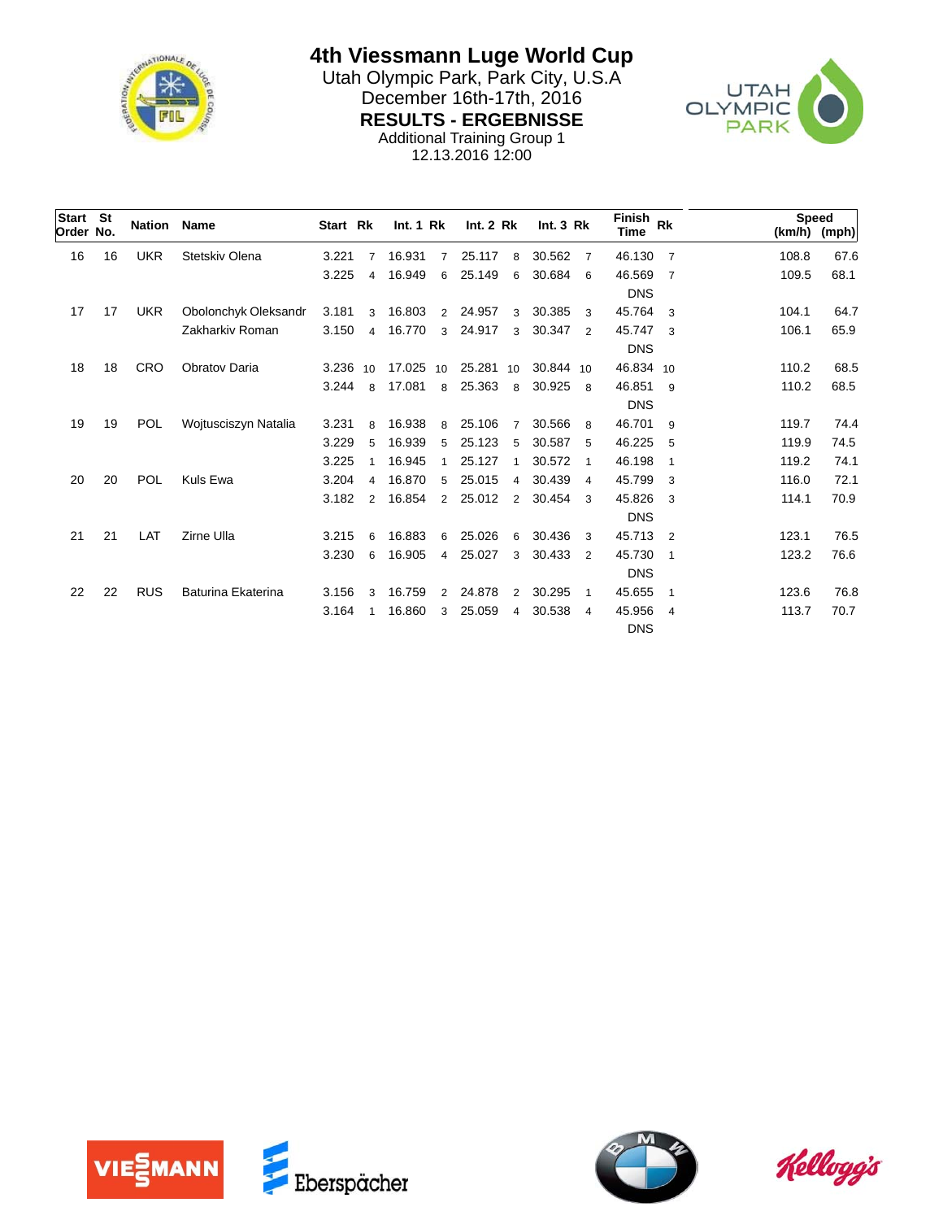# 4th Viessmann Luge World Cup

Utah Olympic Park, Park City, U.S.A

December 16th-17th, 2016

**RESULTS - ERGEBNISSE**

Additional Training Group 1

12.13.2016 12:00

| Start Order | St No. | Nation | Name | Start | Rk | Int. 1 | Rk | Int. 2 | Rk | Int. 3 | Rk | Finish Time | Rk | Speed (km/h) | Speed (mph) |
|---|---|---|---|---|---|---|---|---|---|---|---|---|---|---|---|
| 16 | 16 | UKR | Stetskiv Olena | 3.221 | 7 | 16.931 | 7 | 25.117 | 8 | 30.562 | 7 | 46.130 | 7 | 108.8 | 67.6 |
| | | | | 3.225 | 4 | 16.949 | 6 | 25.149 | 6 | 30.684 | 6 | 46.569 | 7 | 109.5 | 68.1 |
| | | | | | | | | | | | | DNS | | | |
| 17 | 17 | UKR | Obolonchyk Oleksandr | 3.181 | 3 | 16.803 | 2 | 24.957 | 3 | 30.385 | 3 | 45.764 | 3 | 104.1 | 64.7 |
| | | | Zakharkiv Roman | 3.150 | 4 | 16.770 | 3 | 24.917 | 3 | 30.347 | 2 | 45.747 | 3 | 106.1 | 65.9 |
| | | | | | | | | | | | | DNS | | | |
| 18 | 18 | CRO | Obratov Daria | 3.236 | 10 | 17.025 | 10 | 25.281 | 10 | 30.844 | 10 | 46.834 | 10 | 110.2 | 68.5 |
| | | | | 3.244 | 8 | 17.081 | 8 | 25.363 | 8 | 30.925 | 8 | 46.851 | 9 | 110.2 | 68.5 |
| | | | | | | | | | | | | DNS | | | |
| 19 | 19 | POL | Wojtusciszyn Natalia | 3.231 | 8 | 16.938 | 8 | 25.106 | 7 | 30.566 | 8 | 46.701 | 9 | 119.7 | 74.4 |
| | | | | 3.229 | 5 | 16.939 | 5 | 25.123 | 5 | 30.587 | 5 | 46.225 | 5 | 119.9 | 74.5 |
| | | | | 3.225 | 1 | 16.945 | 1 | 25.127 | 1 | 30.572 | 1 | 46.198 | 1 | 119.2 | 74.1 |
| 20 | 20 | POL | Kuls Ewa | 3.204 | 4 | 16.870 | 5 | 25.015 | 4 | 30.439 | 4 | 45.799 | 3 | 116.0 | 72.1 |
| | | | | 3.182 | 2 | 16.854 | 2 | 25.012 | 2 | 30.454 | 3 | 45.826 | 3 | 114.1 | 70.9 |
| | | | | | | | | | | | | DNS | | | |
| 21 | 21 | LAT | Zirne Ulla | 3.215 | 6 | 16.883 | 6 | 25.026 | 6 | 30.436 | 3 | 45.713 | 2 | 123.1 | 76.5 |
| | | | | 3.230 | 6 | 16.905 | 4 | 25.027 | 3 | 30.433 | 2 | 45.730 | 1 | 123.2 | 76.6 |
| | | | | | | | | | | | | DNS | | | |
| 22 | 22 | RUS | Baturina Ekaterina | 3.156 | 3 | 16.759 | 2 | 24.878 | 2 | 30.295 | 1 | 45.655 | 1 | 123.6 | 76.8 |
| | | | | 3.164 | 1 | 16.860 | 3 | 25.059 | 4 | 30.538 | 4 | 45.956 | 4 | 113.7 | 70.7 |
| | | | | | | | | | | | | DNS | | | |